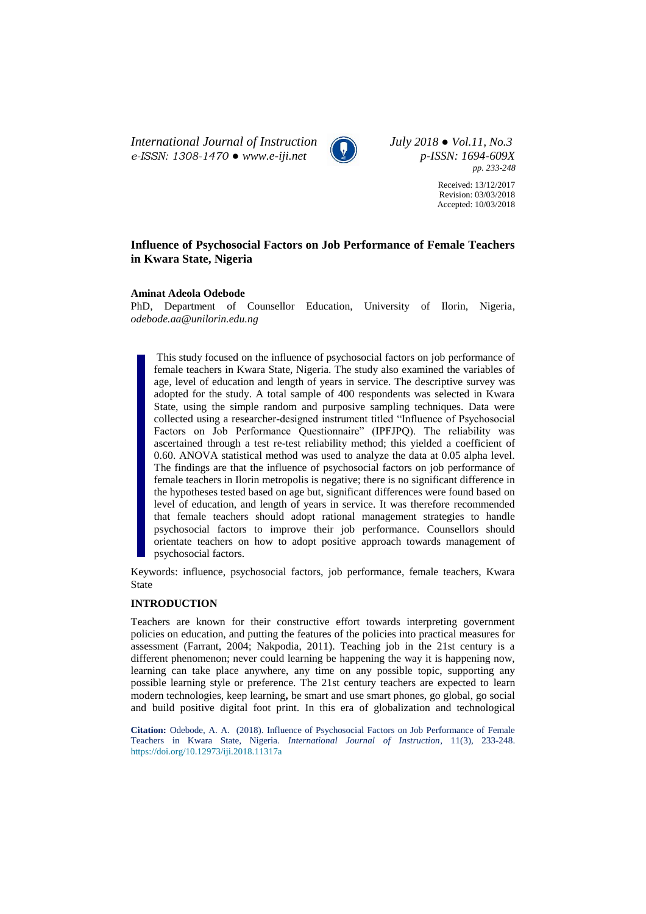Received: 13/12/2017
Revision: 03/03/2018
Accepted: 10/03/2018

# Influence of Psychosocial Factors on Job Performance of Female Teachers in Kwara State, Nigeria

**Aminat Adeola Odebode**

PhD, Department of Counsellor Education, University of Ilorin, Nigeria, *odebode.aa@unilorin.edu.ng*

This study focused on the influence of psychosocial factors on job performance of female teachers in Kwara State, Nigeria. The study also examined the variables of age, level of education and length of years in service. The descriptive survey was adopted for the study. A total sample of 400 respondents was selected in Kwara State, using the simple random and purposive sampling techniques. Data were collected using a researcher-designed instrument titled "Influence of Psychosocial Factors on Job Performance Questionnaire" (IPFJPQ). The reliability was ascertained through a test re-test reliability method; this yielded a coefficient of 0.60. ANOVA statistical method was used to analyze the data at 0.05 alpha level. The findings are that the influence of psychosocial factors on job performance of female teachers in Ilorin metropolis is negative; there is no significant difference in the hypotheses tested based on age but, significant differences were found based on level of education, and length of years in service. It was therefore recommended that female teachers should adopt rational management strategies to handle psychosocial factors to improve their job performance. Counsellors should orientate teachers on how to adopt positive approach towards management of psychosocial factors.

Keywords: influence, psychosocial factors, job performance, female teachers, Kwara State

## INTRODUCTION

Teachers are known for their constructive effort towards interpreting government policies on education, and putting the features of the policies into practical measures for assessment (Farrant, 2004; Nakpodia, 2011). Teaching job in the 21st century is a different phenomenon; never could learning be happening the way it is happening now, learning can take place anywhere, any time on any possible topic, supporting any possible learning style or preference. The 21st century teachers are expected to learn modern technologies, keep learning**,** be smart and use smart phones, go global, go social and build positive digital foot print. In this era of globalization and technological

**Citation:** Odebode, A. A. (2018). Influence of Psychosocial Factors on Job Performance of Female Teachers in Kwara State, Nigeria. *International Journal of Instruction*, 11(3), 233-248. https://doi.org/10.12973/iji.2018.11317a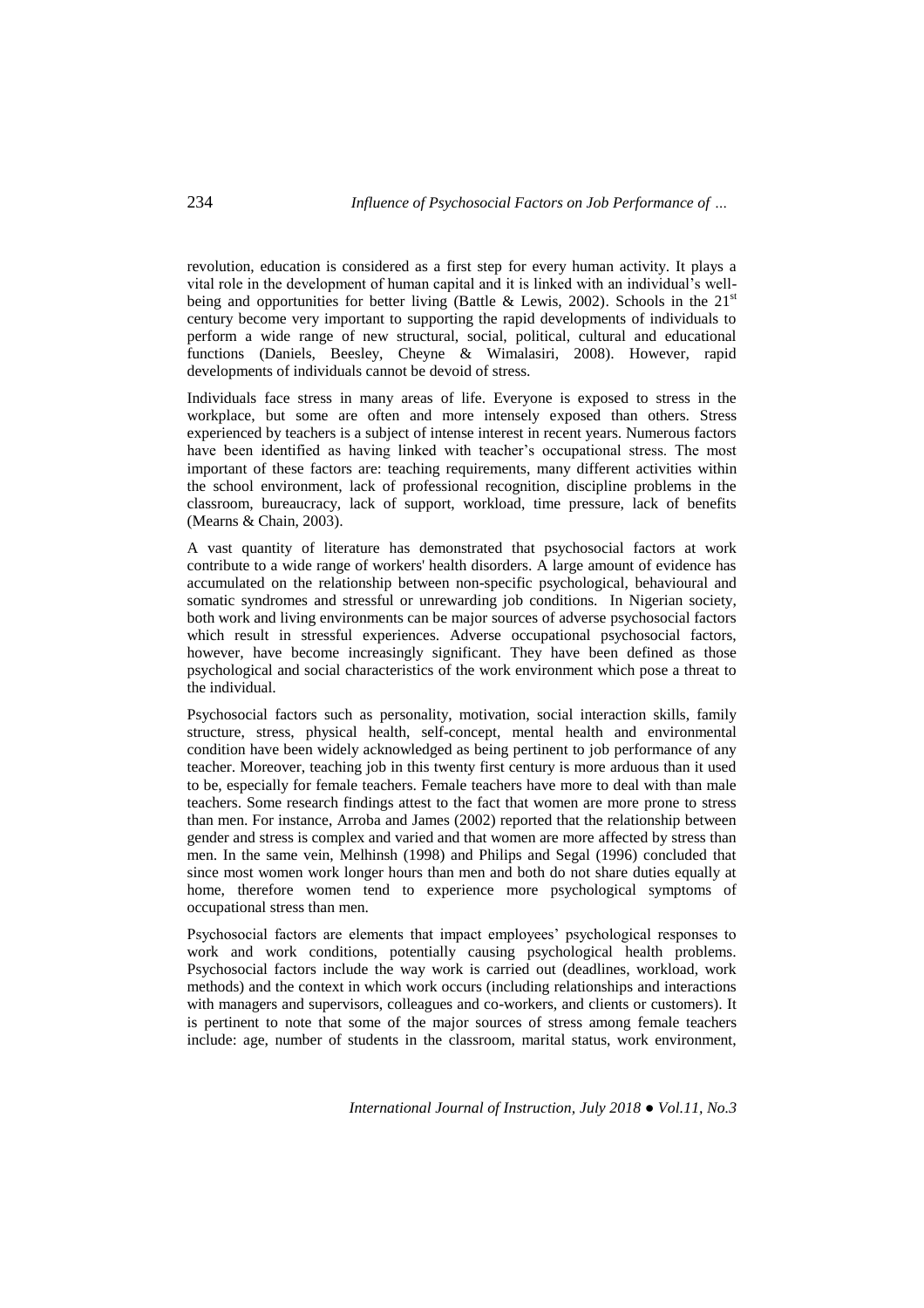revolution, education is considered as a first step for every human activity. It plays a vital role in the development of human capital and it is linked with an individual's well-being and opportunities for better living (Battle & Lewis, 2002). Schools in the 21st century become very important to supporting the rapid developments of individuals to perform a wide range of new structural, social, political, cultural and educational functions (Daniels, Beesley, Cheyne & Wimalasiri, 2008). However, rapid developments of individuals cannot be devoid of stress.

Individuals face stress in many areas of life. Everyone is exposed to stress in the workplace, but some are often and more intensely exposed than others. Stress experienced by teachers is a subject of intense interest in recent years. Numerous factors have been identified as having linked with teacher's occupational stress. The most important of these factors are: teaching requirements, many different activities within the school environment, lack of professional recognition, discipline problems in the classroom, bureaucracy, lack of support, workload, time pressure, lack of benefits (Mearns & Chain, 2003).

A vast quantity of literature has demonstrated that psychosocial factors at work contribute to a wide range of workers' health disorders. A large amount of evidence has accumulated on the relationship between non-specific psychological, behavioural and somatic syndromes and stressful or unrewarding job conditions. In Nigerian society, both work and living environments can be major sources of adverse psychosocial factors which result in stressful experiences. Adverse occupational psychosocial factors, however, have become increasingly significant. They have been defined as those psychological and social characteristics of the work environment which pose a threat to the individual.

Psychosocial factors such as personality, motivation, social interaction skills, family structure, stress, physical health, self-concept, mental health and environmental condition have been widely acknowledged as being pertinent to job performance of any teacher. Moreover, teaching job in this twenty first century is more arduous than it used to be, especially for female teachers. Female teachers have more to deal with than male teachers. Some research findings attest to the fact that women are more prone to stress than men. For instance, Arroba and James (2002) reported that the relationship between gender and stress is complex and varied and that women are more affected by stress than men. In the same vein, Melhinsh (1998) and Philips and Segal (1996) concluded that since most women work longer hours than men and both do not share duties equally at home, therefore women tend to experience more psychological symptoms of occupational stress than men.

Psychosocial factors are elements that impact employees' psychological responses to work and work conditions, potentially causing psychological health problems. Psychosocial factors include the way work is carried out (deadlines, workload, work methods) and the context in which work occurs (including relationships and interactions with managers and supervisors, colleagues and co-workers, and clients or customers). It is pertinent to note that some of the major sources of stress among female teachers include: age, number of students in the classroom, marital status, work environment,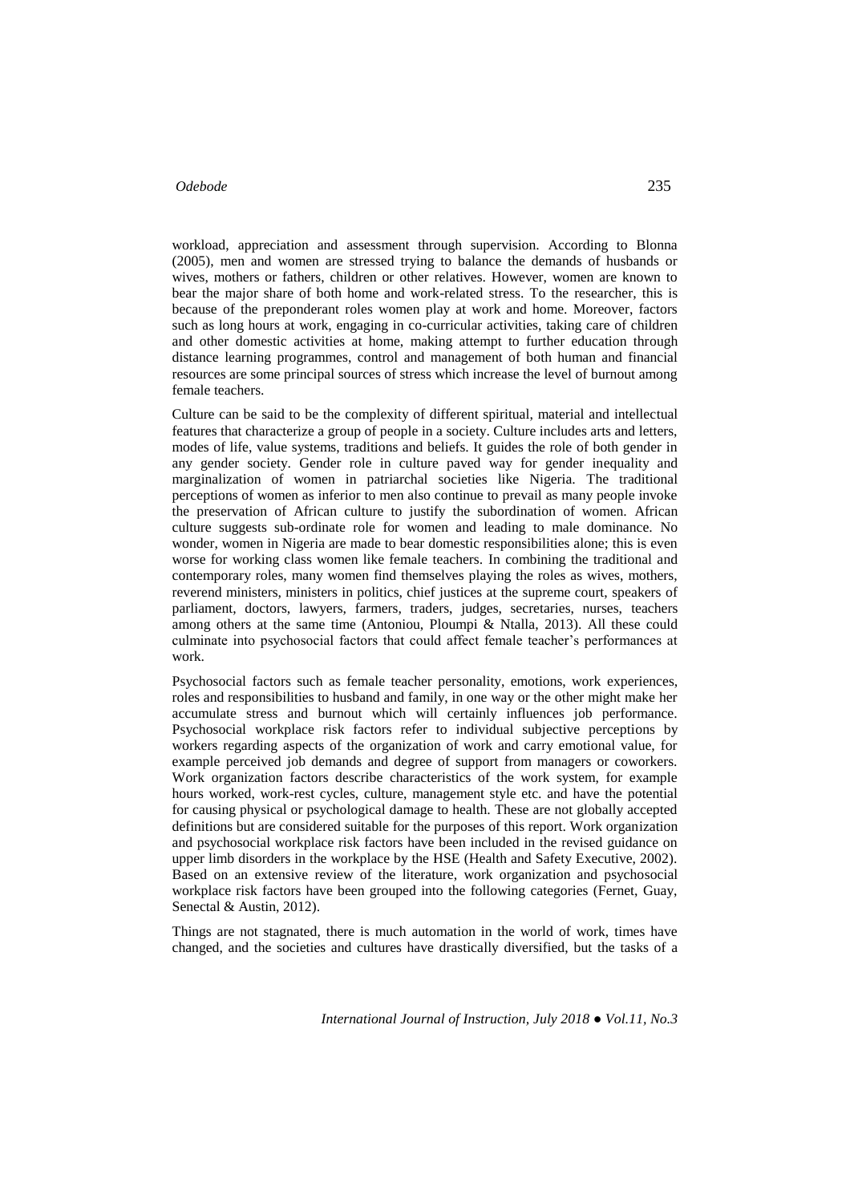workload, appreciation and assessment through supervision. According to Blonna (2005), men and women are stressed trying to balance the demands of husbands or wives, mothers or fathers, children or other relatives. However, women are known to bear the major share of both home and work-related stress. To the researcher, this is because of the preponderant roles women play at work and home. Moreover, factors such as long hours at work, engaging in co-curricular activities, taking care of children and other domestic activities at home, making attempt to further education through distance learning programmes, control and management of both human and financial resources are some principal sources of stress which increase the level of burnout among female teachers.

Culture can be said to be the complexity of different spiritual, material and intellectual features that characterize a group of people in a society. Culture includes arts and letters, modes of life, value systems, traditions and beliefs. It guides the role of both gender in any gender society. Gender role in culture paved way for gender inequality and marginalization of women in patriarchal societies like Nigeria. The traditional perceptions of women as inferior to men also continue to prevail as many people invoke the preservation of African culture to justify the subordination of women. African culture suggests sub-ordinate role for women and leading to male dominance. No wonder, women in Nigeria are made to bear domestic responsibilities alone; this is even worse for working class women like female teachers. In combining the traditional and contemporary roles, many women find themselves playing the roles as wives, mothers, reverend ministers, ministers in politics, chief justices at the supreme court, speakers of parliament, doctors, lawyers, farmers, traders, judges, secretaries, nurses, teachers among others at the same time (Antoniou, Ploumpi & Ntalla, 2013). All these could culminate into psychosocial factors that could affect female teacher's performances at work.

Psychosocial factors such as female teacher personality, emotions, work experiences, roles and responsibilities to husband and family, in one way or the other might make her accumulate stress and burnout which will certainly influences job performance. Psychosocial workplace risk factors refer to individual subjective perceptions by workers regarding aspects of the organization of work and carry emotional value, for example perceived job demands and degree of support from managers or coworkers. Work organization factors describe characteristics of the work system, for example hours worked, work-rest cycles, culture, management style etc. and have the potential for causing physical or psychological damage to health. These are not globally accepted definitions but are considered suitable for the purposes of this report. Work organization and psychosocial workplace risk factors have been included in the revised guidance on upper limb disorders in the workplace by the HSE (Health and Safety Executive, 2002). Based on an extensive review of the literature, work organization and psychosocial workplace risk factors have been grouped into the following categories (Fernet, Guay, Senectal & Austin, 2012).

Things are not stagnated, there is much automation in the world of work, times have changed, and the societies and cultures have drastically diversified, but the tasks of a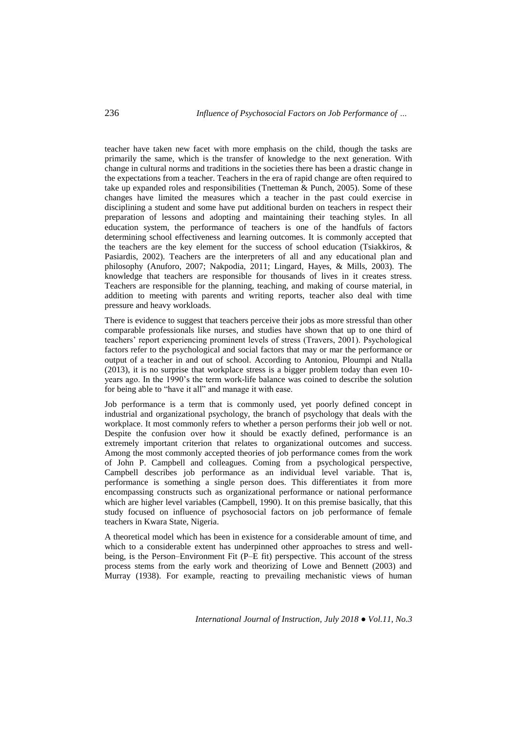teacher have taken new facet with more emphasis on the child, though the tasks are primarily the same, which is the transfer of knowledge to the next generation. With change in cultural norms and traditions in the societies there has been a drastic change in the expectations from a teacher. Teachers in the era of rapid change are often required to take up expanded roles and responsibilities (Tnetteman & Punch, 2005). Some of these changes have limited the measures which a teacher in the past could exercise in disciplining a student and some have put additional burden on teachers in respect their preparation of lessons and adopting and maintaining their teaching styles. In all education system, the performance of teachers is one of the handfuls of factors determining school effectiveness and learning outcomes. It is commonly accepted that the teachers are the key element for the success of school education (Tsiakkiros, & Pasiardis, 2002). Teachers are the interpreters of all and any educational plan and philosophy (Anuforo, 2007; Nakpodia, 2011; Lingard, Hayes, & Mills, 2003). The knowledge that teachers are responsible for thousands of lives in it creates stress. Teachers are responsible for the planning, teaching, and making of course material, in addition to meeting with parents and writing reports, teacher also deal with time pressure and heavy workloads.

There is evidence to suggest that teachers perceive their jobs as more stressful than other comparable professionals like nurses, and studies have shown that up to one third of teachers' report experiencing prominent levels of stress (Travers, 2001). Psychological factors refer to the psychological and social factors that may or mar the performance or output of a teacher in and out of school. According to Antoniou, Ploumpi and Ntalla (2013), it is no surprise that workplace stress is a bigger problem today than even 10-years ago. In the 1990's the term work-life balance was coined to describe the solution for being able to "have it all" and manage it with ease.

Job performance is a term that is commonly used, yet poorly defined concept in industrial and organizational psychology, the branch of psychology that deals with the workplace. It most commonly refers to whether a person performs their job well or not. Despite the confusion over how it should be exactly defined, performance is an extremely important criterion that relates to organizational outcomes and success. Among the most commonly accepted theories of job performance comes from the work of John P. Campbell and colleagues. Coming from a psychological perspective, Campbell describes job performance as an individual level variable. That is, performance is something a single person does. This differentiates it from more encompassing constructs such as organizational performance or national performance which are higher level variables (Campbell, 1990). It on this premise basically, that this study focused on influence of psychosocial factors on job performance of female teachers in Kwara State, Nigeria.

A theoretical model which has been in existence for a considerable amount of time, and which to a considerable extent has underpinned other approaches to stress and well-being, is the Person–Environment Fit (P–E fit) perspective. This account of the stress process stems from the early work and theorizing of Lowe and Bennett (2003) and Murray (1938). For example, reacting to prevailing mechanistic views of human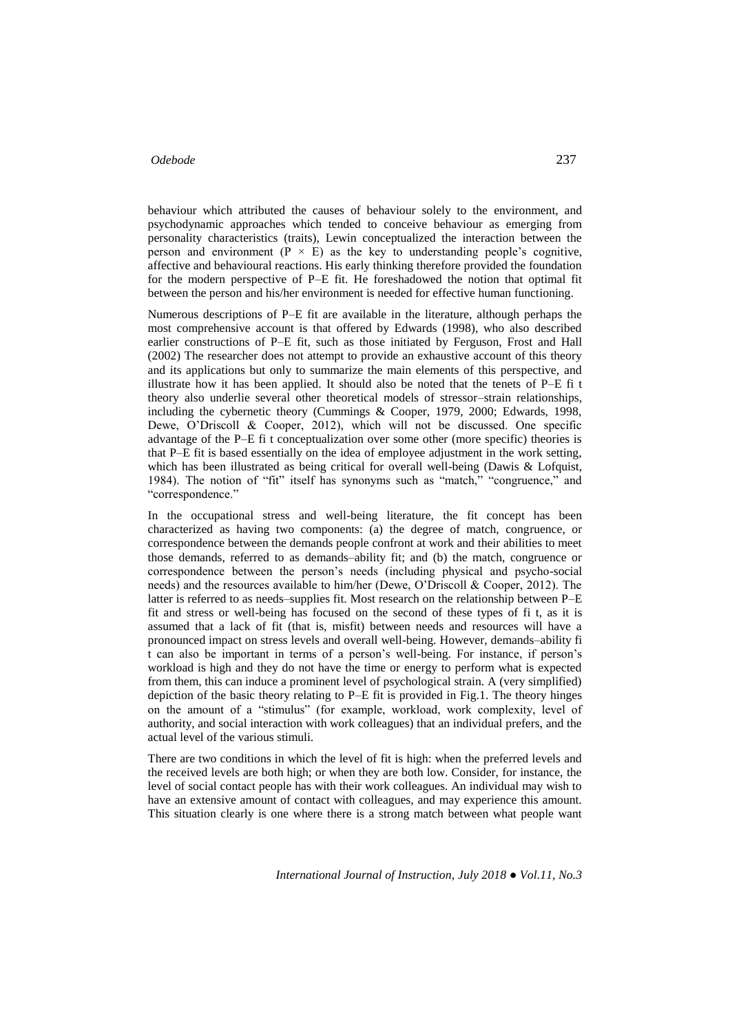behaviour which attributed the causes of behaviour solely to the environment, and psychodynamic approaches which tended to conceive behaviour as emerging from personality characteristics (traits), Lewin conceptualized the interaction between the person and environment ($P \times E$) as the key to understanding people's cognitive, affective and behavioural reactions. His early thinking therefore provided the foundation for the modern perspective of P–E fit. He foreshadowed the notion that optimal fit between the person and his/her environment is needed for effective human functioning.

Numerous descriptions of P–E fit are available in the literature, although perhaps the most comprehensive account is that offered by Edwards (1998), who also described earlier constructions of P–E fit, such as those initiated by Ferguson, Frost and Hall (2002) The researcher does not attempt to provide an exhaustive account of this theory and its applications but only to summarize the main elements of this perspective, and illustrate how it has been applied. It should also be noted that the tenets of P–E fi t theory also underlie several other theoretical models of stressor–strain relationships, including the cybernetic theory (Cummings & Cooper, 1979, 2000; Edwards, 1998, Dewe, O'Driscoll & Cooper, 2012), which will not be discussed. One specific advantage of the P–E fi t conceptualization over some other (more specific) theories is that P–E fit is based essentially on the idea of employee adjustment in the work setting, which has been illustrated as being critical for overall well-being (Dawis & Lofquist, 1984). The notion of "fit" itself has synonyms such as "match," "congruence," and "correspondence."

In the occupational stress and well-being literature, the fit concept has been characterized as having two components: (a) the degree of match, congruence, or correspondence between the demands people confront at work and their abilities to meet those demands, referred to as demands–ability fit; and (b) the match, congruence or correspondence between the person's needs (including physical and psycho-social needs) and the resources available to him/her (Dewe, O'Driscoll & Cooper, 2012). The latter is referred to as needs–supplies fit. Most research on the relationship between P–E fit and stress or well-being has focused on the second of these types of fi t, as it is assumed that a lack of fit (that is, misfit) between needs and resources will have a pronounced impact on stress levels and overall well-being. However, demands–ability fi t can also be important in terms of a person's well-being. For instance, if person's workload is high and they do not have the time or energy to perform what is expected from them, this can induce a prominent level of psychological strain. A (very simplified) depiction of the basic theory relating to P–E fit is provided in Fig.1. The theory hinges on the amount of a "stimulus" (for example, workload, work complexity, level of authority, and social interaction with work colleagues) that an individual prefers, and the actual level of the various stimuli.

There are two conditions in which the level of fit is high: when the preferred levels and the received levels are both high; or when they are both low. Consider, for instance, the level of social contact people has with their work colleagues. An individual may wish to have an extensive amount of contact with colleagues, and may experience this amount. This situation clearly is one where there is a strong match between what people want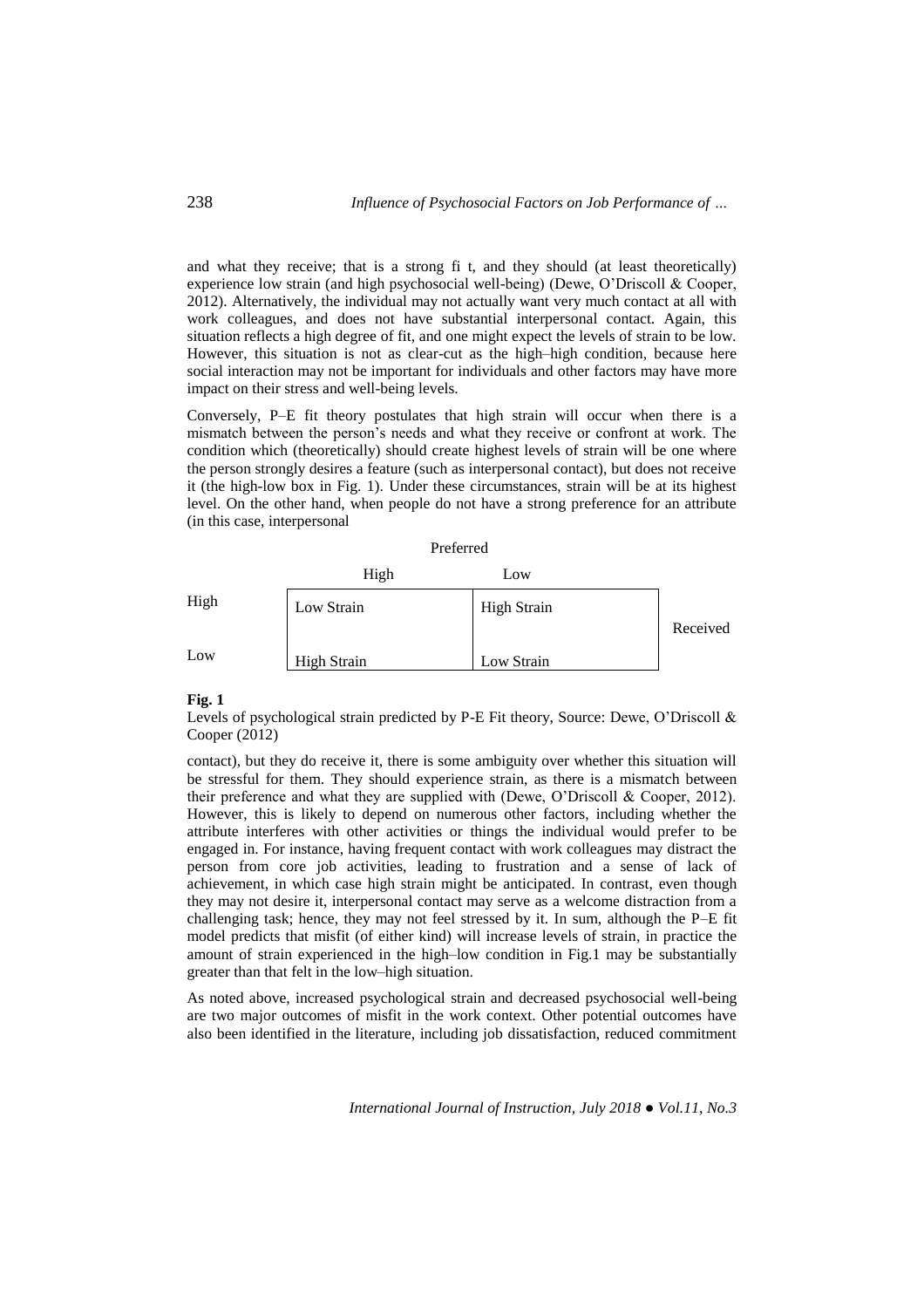and what they receive; that is a strong fi t, and they should (at least theoretically) experience low strain (and high psychosocial well-being) (Dewe, O'Driscoll & Cooper, 2012). Alternatively, the individual may not actually want very much contact at all with work colleagues, and does not have substantial interpersonal contact. Again, this situation reflects a high degree of fit, and one might expect the levels of strain to be low. However, this situation is not as clear-cut as the high–high condition, because here social interaction may not be important for individuals and other factors may have more impact on their stress and well-being levels.

Conversely, P–E fit theory postulates that high strain will occur when there is a mismatch between the person's needs and what they receive or confront at work. The condition which (theoretically) should create highest levels of strain will be one where the person strongly desires a feature (such as interpersonal contact), but does not receive it (the high-low box in Fig. 1). Under these circumstances, strain will be at its highest level. On the other hand, when people do not have a strong preference for an attribute (in this case, interpersonal contact), but they do receive it, there is some ambiguity over whether this situation will be stressful for them. They should experience strain, as there is a mismatch between their preference and what they are supplied with (Dewe, O'Driscoll & Cooper, 2012). However, this is likely to depend on numerous other factors, including whether the attribute interferes with other activities or things the individual would prefer to be engaged in. For instance, having frequent contact with work colleagues may distract the person from core job activities, leading to frustration and a sense of lack of achievement, in which case high strain might be anticipated. In contrast, even though they may not desire it, interpersonal contact may serve as a welcome distraction from a challenging task; hence, they may not feel stressed by it. In sum, although the P–E fit model predicts that misfit (of either kind) will increase levels of strain, in practice the amount of strain experienced in the high–low condition in Fig.1 may be substantially greater than that felt in the low–high situation.

| Received \ Preferred | High | Low |
|---|---|---|
| High | Low Strain | High Strain |
| Low | High Strain | Low Strain |

**Fig. 1**

Levels of psychological strain predicted by P-E Fit theory, Source: Dewe, O'Driscoll & Cooper (2012)

As noted above, increased psychological strain and decreased psychosocial well-being are two major outcomes of misfit in the work context. Other potential outcomes have also been identified in the literature, including job dissatisfaction, reduced commitment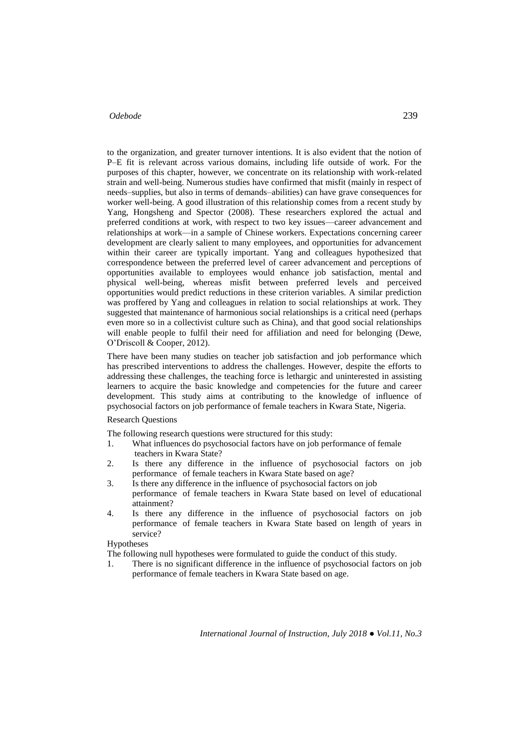to the organization, and greater turnover intentions. It is also evident that the notion of P–E fit is relevant across various domains, including life outside of work. For the purposes of this chapter, however, we concentrate on its relationship with work-related strain and well-being. Numerous studies have confirmed that misfit (mainly in respect of needs–supplies, but also in terms of demands–abilities) can have grave consequences for worker well-being. A good illustration of this relationship comes from a recent study by Yang, Hongsheng and Spector (2008). These researchers explored the actual and preferred conditions at work, with respect to two key issues—career advancement and relationships at work—in a sample of Chinese workers. Expectations concerning career development are clearly salient to many employees, and opportunities for advancement within their career are typically important. Yang and colleagues hypothesized that correspondence between the preferred level of career advancement and perceptions of opportunities available to employees would enhance job satisfaction, mental and physical well-being, whereas misfit between preferred levels and perceived opportunities would predict reductions in these criterion variables. A similar prediction was proffered by Yang and colleagues in relation to social relationships at work. They suggested that maintenance of harmonious social relationships is a critical need (perhaps even more so in a collectivist culture such as China), and that good social relationships will enable people to fulfil their need for affiliation and need for belonging (Dewe, O'Driscoll & Cooper, 2012).

There have been many studies on teacher job satisfaction and job performance which has prescribed interventions to address the challenges. However, despite the efforts to addressing these challenges, the teaching force is lethargic and uninterested in assisting learners to acquire the basic knowledge and competencies for the future and career development. This study aims at contributing to the knowledge of influence of psychosocial factors on job performance of female teachers in Kwara State, Nigeria.

## Research Questions

The following research questions were structured for this study:

1. What influences do psychosocial factors have on job performance of female teachers in Kwara State?
2. Is there any difference in the influence of psychosocial factors on job performance of female teachers in Kwara State based on age?
3. Is there any difference in the influence of psychosocial factors on job performance of female teachers in Kwara State based on level of educational attainment?
4. Is there any difference in the influence of psychosocial factors on job performance of female teachers in Kwara State based on length of years in service?

## Hypotheses

The following null hypotheses were formulated to guide the conduct of this study.

1. There is no significant difference in the influence of psychosocial factors on job performance of female teachers in Kwara State based on age.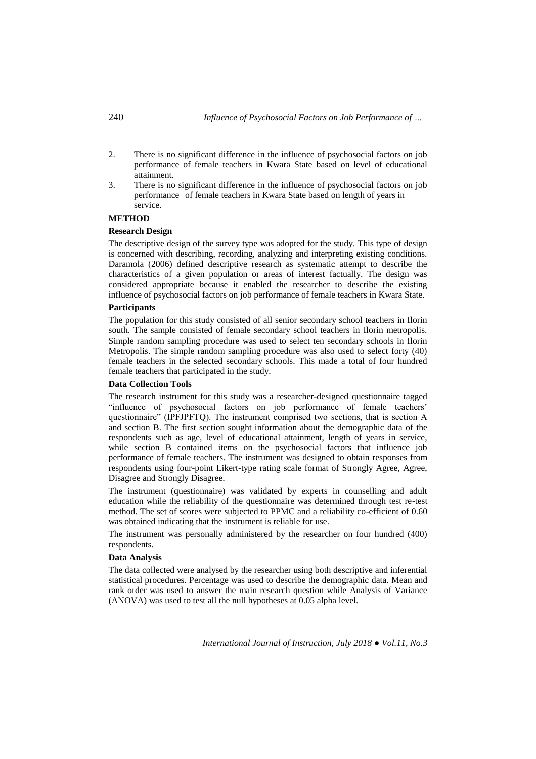2. There is no significant difference in the influence of psychosocial factors on job performance of female teachers in Kwara State based on level of educational attainment.
3. There is no significant difference in the influence of psychosocial factors on job performance of female teachers in Kwara State based on length of years in service.

## METHOD

### Research Design

The descriptive design of the survey type was adopted for the study. This type of design is concerned with describing, recording, analyzing and interpreting existing conditions. Daramola (2006) defined descriptive research as systematic attempt to describe the characteristics of a given population or areas of interest factually. The design was considered appropriate because it enabled the researcher to describe the existing influence of psychosocial factors on job performance of female teachers in Kwara State.

### Participants

The population for this study consisted of all senior secondary school teachers in Ilorin south. The sample consisted of female secondary school teachers in Ilorin metropolis. Simple random sampling procedure was used to select ten secondary schools in Ilorin Metropolis. The simple random sampling procedure was also used to select forty (40) female teachers in the selected secondary schools. This made a total of four hundred female teachers that participated in the study.

### Data Collection Tools

The research instrument for this study was a researcher-designed questionnaire tagged "influence of psychosocial factors on job performance of female teachers' questionnaire" (IPFJPFTQ). The instrument comprised two sections, that is section A and section B. The first section sought information about the demographic data of the respondents such as age, level of educational attainment, length of years in service, while section B contained items on the psychosocial factors that influence job performance of female teachers. The instrument was designed to obtain responses from respondents using four-point Likert-type rating scale format of Strongly Agree, Agree, Disagree and Strongly Disagree.

The instrument (questionnaire) was validated by experts in counselling and adult education while the reliability of the questionnaire was determined through test re-test method. The set of scores were subjected to PPMC and a reliability co-efficient of 0.60 was obtained indicating that the instrument is reliable for use.

The instrument was personally administered by the researcher on four hundred (400) respondents.

### Data Analysis

The data collected were analysed by the researcher using both descriptive and inferential statistical procedures. Percentage was used to describe the demographic data. Mean and rank order was used to answer the main research question while Analysis of Variance (ANOVA) was used to test all the null hypotheses at 0.05 alpha level.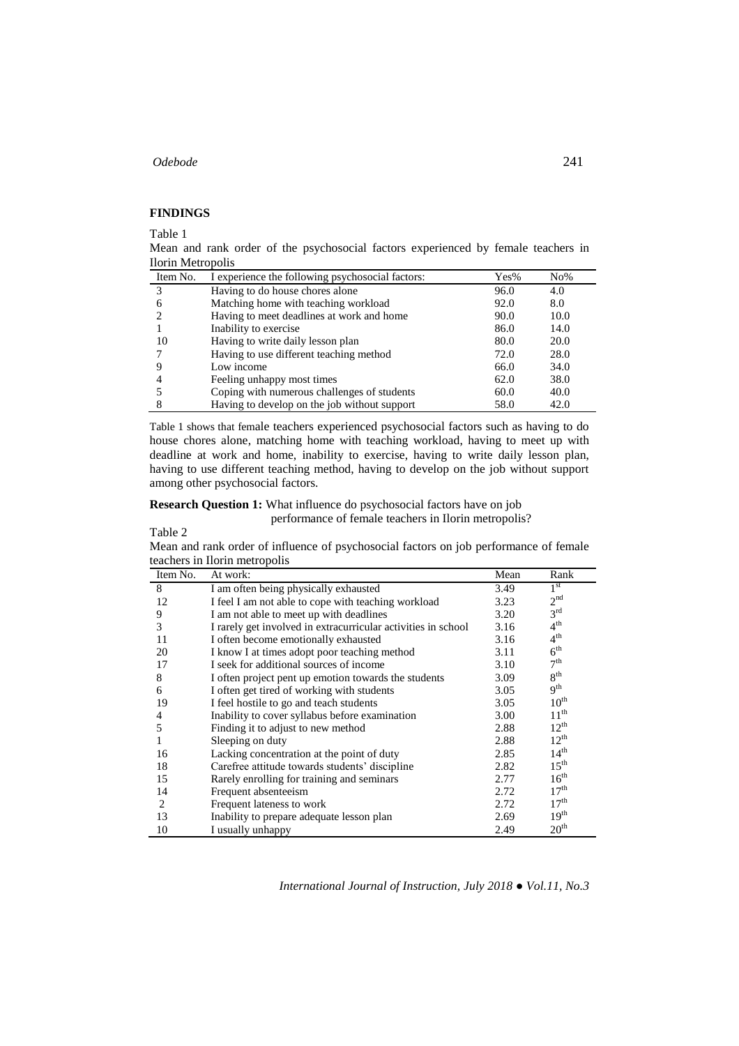## FINDINGS

Table 1
Mean and rank order of the psychosocial factors experienced by female teachers in Ilorin Metropolis

| Item No. | I experience the following psychosocial factors: | Yes% | No% |
|---|---|---|---|
| 3 | Having to do house chores alone | 96.0 | 4.0 |
| 6 | Matching home with teaching workload | 92.0 | 8.0 |
| 2 | Having to meet deadlines at work and home | 90.0 | 10.0 |
| 1 | Inability to exercise | 86.0 | 14.0 |
| 10 | Having to write daily lesson plan | 80.0 | 20.0 |
| 7 | Having to use different teaching method | 72.0 | 28.0 |
| 9 | Low income | 66.0 | 34.0 |
| 4 | Feeling unhappy most times | 62.0 | 38.0 |
| 5 | Coping with numerous challenges of students | 60.0 | 40.0 |
| 8 | Having to develop on the job without support | 58.0 | 42.0 |

Table 1 shows that female teachers experienced psychosocial factors such as having to do house chores alone, matching home with teaching workload, having to meet up with deadline at work and home, inability to exercise, having to write daily lesson plan, having to use different teaching method, having to develop on the job without support among other psychosocial factors.

**Research Question 1:** What influence do psychosocial factors have on job performance of female teachers in Ilorin metropolis?

Table 2
Mean and rank order of influence of psychosocial factors on job performance of female teachers in Ilorin metropolis

| Item No. | At work: | Mean | Rank |
|---|---|---|---|
| 8 | I am often being physically exhausted | 3.49 | 1st |
| 12 | I feel I am not able to cope with teaching workload | 3.23 | 2nd |
| 9 | I am not able to meet up with deadlines | 3.20 | 3rd |
| 3 | I rarely get involved in extracurricular activities in school | 3.16 | 4th |
| 11 | I often become emotionally exhausted at work | 3.16 | 4th |
| 20 | I know I at times adopt poor teaching method | 3.11 | 6th |
| 17 | I seek for additional sources of income | 3.10 | 7th |
| 8 | I often project pent up emotion towards the students | 3.09 | 8th |
| 6 | I often get tired of working with students | 3.05 | 9th |
| 19 | I feel hostile to go and teach students | 3.05 | 10th |
| 4 | Inability to cover syllabus before examination | 3.00 | 11th |
| 5 | Finding it to adjust to new method | 2.88 | 12th |
| 1 | Sleeping on duty | 2.88 | 12th |
| 16 | Lacking concentration at the point of duty | 2.85 | 14th |
| 18 | Carefree attitude towards students' discipline | 2.82 | 15th |
| 15 | Rarely enrolling for training and seminars | 2.77 | 16th |
| 14 | Frequent absenteeism | 2.72 | 17th |
| 2 | Frequent lateness to work | 2.72 | 17th |
| 13 | Inability to prepare adequate lesson plan | 2.69 | 19th |
| 10 | I usually unhappy | 2.49 | 20th |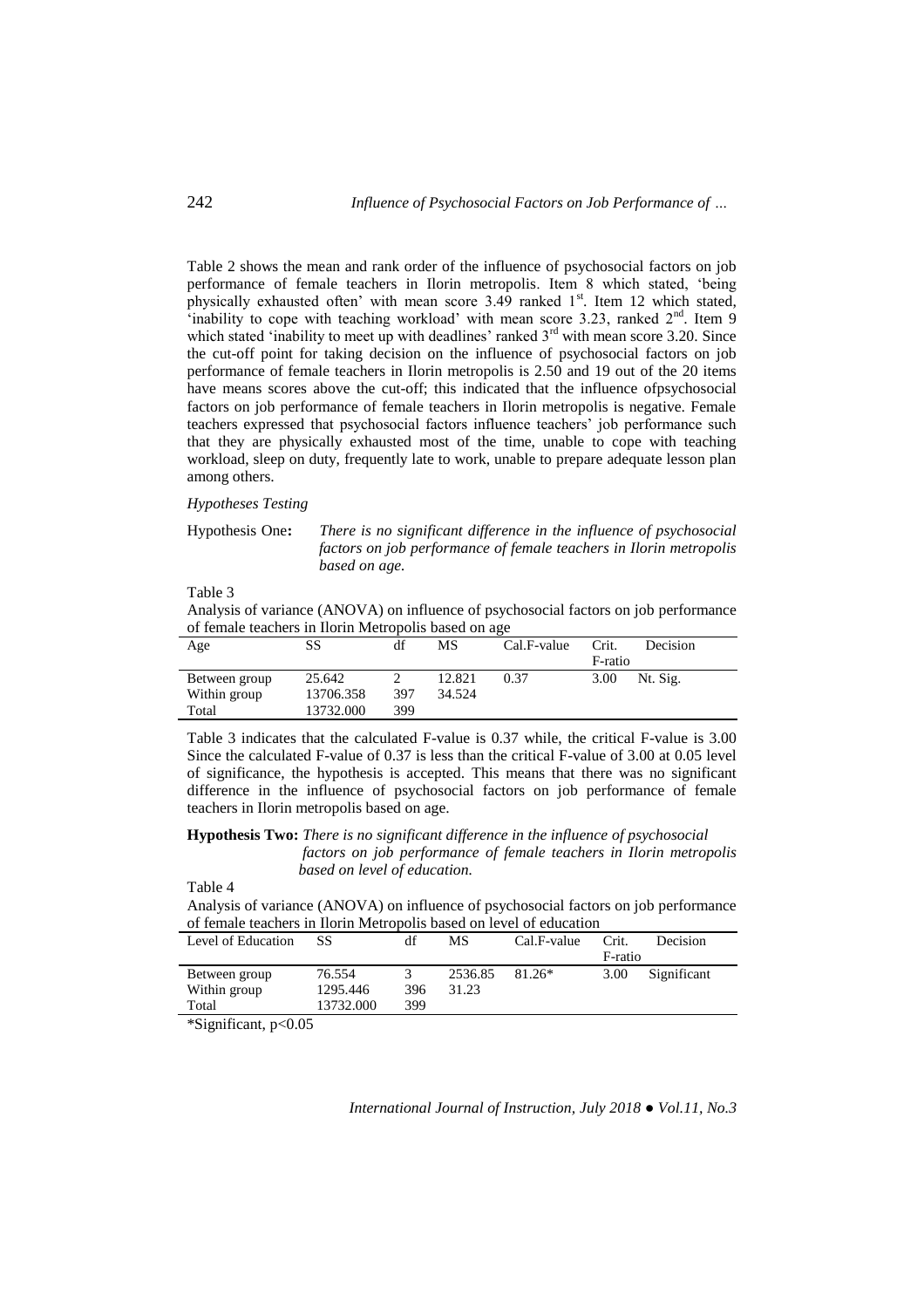Table 2 shows the mean and rank order of the influence of psychosocial factors on job performance of female teachers in Ilorin metropolis. Item 8 which stated, 'being physically exhausted often' with mean score 3.49 ranked 1st. Item 12 which stated, 'inability to cope with teaching workload' with mean score 3.23, ranked 2nd. Item 9 which stated 'inability to meet up with deadlines' ranked 3rd with mean score 3.20. Since the cut-off point for taking decision on the influence of psychosocial factors on job performance of female teachers in Ilorin metropolis is 2.50 and 19 out of the 20 items have means scores above the cut-off; this indicated that the influence ofpsychosocial factors on job performance of female teachers in Ilorin metropolis is negative. Female teachers expressed that psychosocial factors influence teachers' job performance such that they are physically exhausted most of the time, unable to cope with teaching workload, sleep on duty, frequently late to work, unable to prepare adequate lesson plan among others.

*Hypotheses Testing*

Hypothesis One**:** *There is no significant difference in the influence of psychosocial factors on job performance of female teachers in Ilorin metropolis based on age.*

Table 3
Analysis of variance (ANOVA) on influence of psychosocial factors on job performance of female teachers in Ilorin Metropolis based on age

| Age | SS | df | MS | Cal.F-value | Crit. F-ratio | Decision |
|---|---|---|---|---|---|---|
| Between group | 25.642 | 2 | 12.821 | 0.37 | 3.00 | Nt. Sig. |
| Within group | 13706.358 | 397 | 34.524 | | | |
| Total | 13732.000 | 399 | | | | |

Table 3 indicates that the calculated F-value is 0.37 while, the critical F-value is 3.00 Since the calculated F-value of 0.37 is less than the critical F-value of 3.00 at 0.05 level of significance, the hypothesis is accepted. This means that there was no significant difference in the influence of psychosocial factors on job performance of female teachers in Ilorin metropolis based on age.

**Hypothesis Two:** *There is no significant difference in the influence of psychosocial factors on job performance of female teachers in Ilorin metropolis based on level of education.*

Table 4
Analysis of variance (ANOVA) on influence of psychosocial factors on job performance of female teachers in Ilorin Metropolis based on level of education

| Level of Education | SS | df | MS | Cal.F-value | Crit. F-ratio | Decision |
|---|---|---|---|---|---|---|
| Between group | 76.554 | 3 | 2536.85 | 81.26* | 3.00 | Significant |
| Within group | 1295.446 | 396 | 31.23 | | | |
| Total | 13732.000 | 399 | | | | |

*Significant, $p<0.05$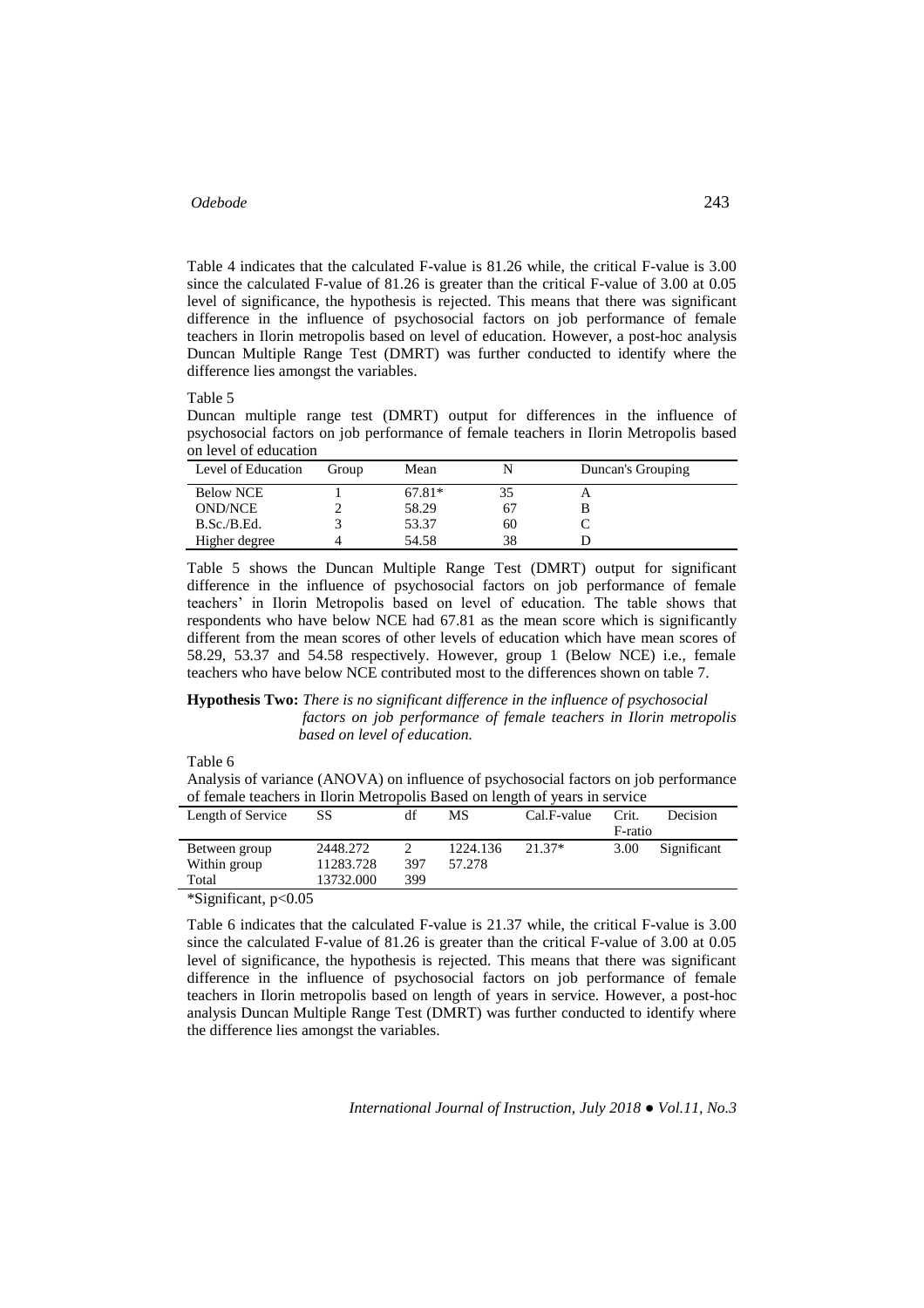Table 4 indicates that the calculated F-value is 81.26 while, the critical F-value is 3.00 since the calculated F-value of 81.26 is greater than the critical F-value of 3.00 at 0.05 level of significance, the hypothesis is rejected. This means that there was significant difference in the influence of psychosocial factors on job performance of female teachers in Ilorin metropolis based on level of education. However, a post-hoc analysis Duncan Multiple Range Test (DMRT) was further conducted to identify where the difference lies amongst the variables.

Table 5

Duncan multiple range test (DMRT) output for differences in the influence of psychosocial factors on job performance of female teachers in Ilorin Metropolis based on level of education

| Level of Education | Group | Mean | N | Duncan's Grouping |
|---|---|---|---|---|
| Below NCE | 1 | 67.81* | 35 | A |
| OND/NCE | 2 | 58.29 | 67 | B |
| B.Sc./B.Ed. | 3 | 53.37 | 60 | C |
| Higher degree | 4 | 54.58 | 38 | D |

Table 5 shows the Duncan Multiple Range Test (DMRT) output for significant difference in the influence of psychosocial factors on job performance of female teachers' in Ilorin Metropolis based on level of education. The table shows that respondents who have below NCE had 67.81 as the mean score which is significantly different from the mean scores of other levels of education which have mean scores of 58.29, 53.37 and 54.58 respectively. However, group 1 (Below NCE) i.e., female teachers who have below NCE contributed most to the differences shown on table 7.

**Hypothesis Two:** *There is no significant difference in the influence of psychosocial factors on job performance of female teachers in Ilorin metropolis based on level of education.*

Table 6

Analysis of variance (ANOVA) on influence of psychosocial factors on job performance of female teachers in Ilorin Metropolis Based on length of years in service

| Length of Service | SS | df | MS | Cal.F-value | Crit. F-ratio | Decision |
|---|---|---|---|---|---|---|
| Between group | 2448.272 | 2 | 1224.136 | 21.37* | 3.00 | Significant |
| Within group | 11283.728 | 397 | 57.278 | | | |
| Total | 13732.000 | 399 | | | | |

*Significant, $p<0.05$

Table 6 indicates that the calculated F-value is 21.37 while, the critical F-value is 3.00 since the calculated F-value of 81.26 is greater than the critical F-value of 3.00 at 0.05 level of significance, the hypothesis is rejected. This means that there was significant difference in the influence of psychosocial factors on job performance of female teachers in Ilorin metropolis based on length of years in service. However, a post-hoc analysis Duncan Multiple Range Test (DMRT) was further conducted to identify where the difference lies amongst the variables.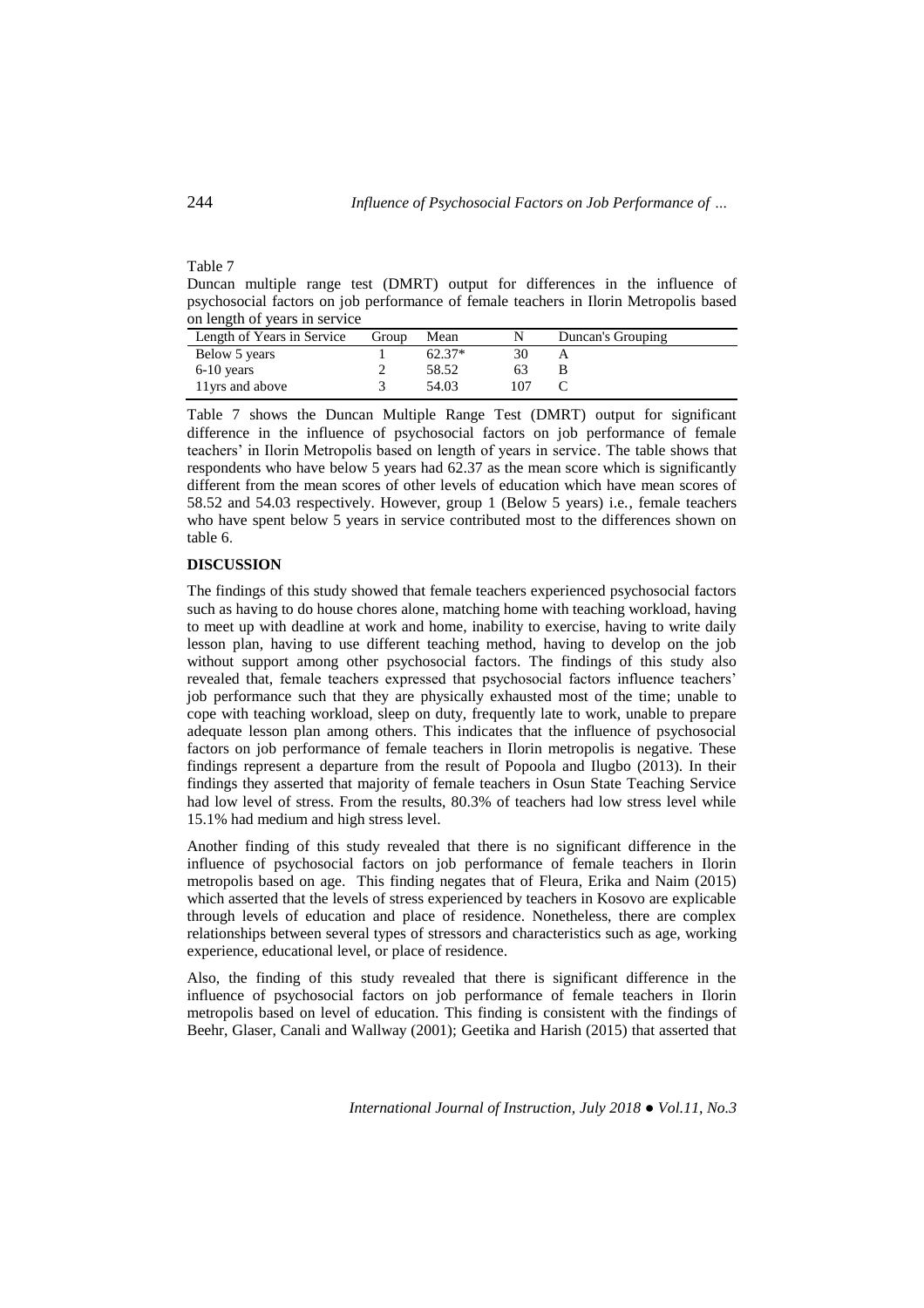Table 7

Duncan multiple range test (DMRT) output for differences in the influence of psychosocial factors on job performance of female teachers in Ilorin Metropolis based on length of years in service

| Length of Years in Service | Group | Mean | N | Duncan's Grouping |
|---|---|---|---|---|
| Below 5 years | 1 | 62.37* | 30 | A |
| 6-10 years | 2 | 58.52 | 63 | B |
| 11yrs and above | 3 | 54.03 | 107 | C |

Table 7 shows the Duncan Multiple Range Test (DMRT) output for significant difference in the influence of psychosocial factors on job performance of female teachers' in Ilorin Metropolis based on length of years in service. The table shows that respondents who have below 5 years had 62.37 as the mean score which is significantly different from the mean scores of other levels of education which have mean scores of 58.52 and 54.03 respectively. However, group 1 (Below 5 years) i.e., female teachers who have spent below 5 years in service contributed most to the differences shown on table 6.

## DISCUSSION

The findings of this study showed that female teachers experienced psychosocial factors such as having to do house chores alone, matching home with teaching workload, having to meet up with deadline at work and home, inability to exercise, having to write daily lesson plan, having to use different teaching method, having to develop on the job without support among other psychosocial factors. The findings of this study also revealed that, female teachers expressed that psychosocial factors influence teachers' job performance such that they are physically exhausted most of the time; unable to cope with teaching workload, sleep on duty, frequently late to work, unable to prepare adequate lesson plan among others. This indicates that the influence of psychosocial factors on job performance of female teachers in Ilorin metropolis is negative. These findings represent a departure from the result of Popoola and Ilugbo (2013). In their findings they asserted that majority of female teachers in Osun State Teaching Service had low level of stress. From the results, 80.3% of teachers had low stress level while 15.1% had medium and high stress level.

Another finding of this study revealed that there is no significant difference in the influence of psychosocial factors on job performance of female teachers in Ilorin metropolis based on age. This finding negates that of Fleura, Erika and Naim (2015) which asserted that the levels of stress experienced by teachers in Kosovo are explicable through levels of education and place of residence. Nonetheless, there are complex relationships between several types of stressors and characteristics such as age, working experience, educational level, or place of residence.

Also, the finding of this study revealed that there is significant difference in the influence of psychosocial factors on job performance of female teachers in Ilorin metropolis based on level of education. This finding is consistent with the findings of Beehr, Glaser, Canali and Wallway (2001); Geetika and Harish (2015) that asserted that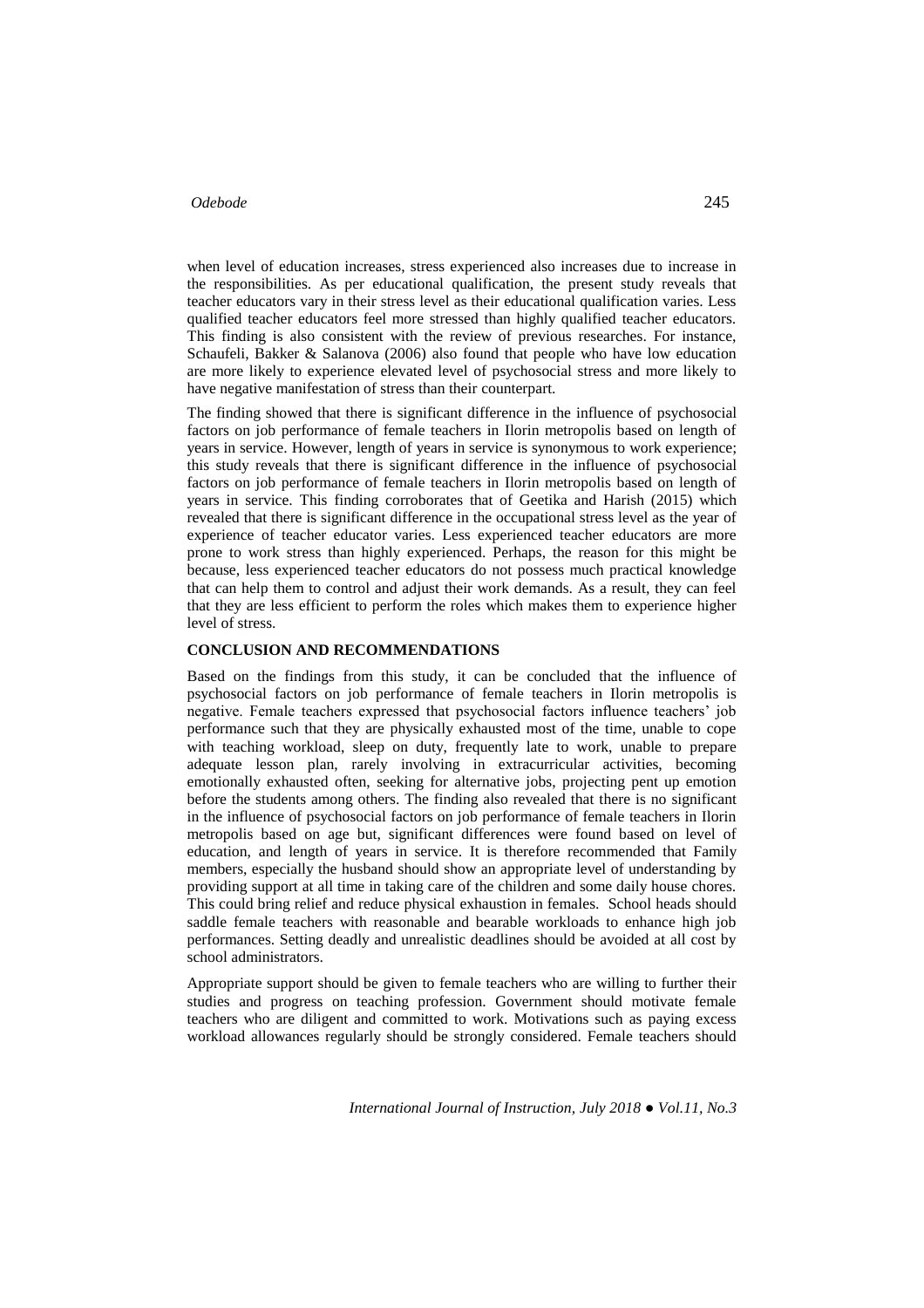when level of education increases, stress experienced also increases due to increase in the responsibilities. As per educational qualification, the present study reveals that teacher educators vary in their stress level as their educational qualification varies. Less qualified teacher educators feel more stressed than highly qualified teacher educators. This finding is also consistent with the review of previous researches. For instance, Schaufeli, Bakker & Salanova (2006) also found that people who have low education are more likely to experience elevated level of psychosocial stress and more likely to have negative manifestation of stress than their counterpart.

The finding showed that there is significant difference in the influence of psychosocial factors on job performance of female teachers in Ilorin metropolis based on length of years in service. However, length of years in service is synonymous to work experience; this study reveals that there is significant difference in the influence of psychosocial factors on job performance of female teachers in Ilorin metropolis based on length of years in service. This finding corroborates that of Geetika and Harish (2015) which revealed that there is significant difference in the occupational stress level as the year of experience of teacher educator varies. Less experienced teacher educators are more prone to work stress than highly experienced. Perhaps, the reason for this might be because, less experienced teacher educators do not possess much practical knowledge that can help them to control and adjust their work demands. As a result, they can feel that they are less efficient to perform the roles which makes them to experience higher level of stress.

## CONCLUSION AND RECOMMENDATIONS

Based on the findings from this study, it can be concluded that the influence of psychosocial factors on job performance of female teachers in Ilorin metropolis is negative. Female teachers expressed that psychosocial factors influence teachers' job performance such that they are physically exhausted most of the time, unable to cope with teaching workload, sleep on duty, frequently late to work, unable to prepare adequate lesson plan, rarely involving in extracurricular activities, becoming emotionally exhausted often, seeking for alternative jobs, projecting pent up emotion before the students among others. The finding also revealed that there is no significant in the influence of psychosocial factors on job performance of female teachers in Ilorin metropolis based on age but, significant differences were found based on level of education, and length of years in service. It is therefore recommended that Family members, especially the husband should show an appropriate level of understanding by providing support at all time in taking care of the children and some daily house chores. This could bring relief and reduce physical exhaustion in females. School heads should saddle female teachers with reasonable and bearable workloads to enhance high job performances. Setting deadly and unrealistic deadlines should be avoided at all cost by school administrators.

Appropriate support should be given to female teachers who are willing to further their studies and progress on teaching profession. Government should motivate female teachers who are diligent and committed to work. Motivations such as paying excess workload allowances regularly should be strongly considered. Female teachers should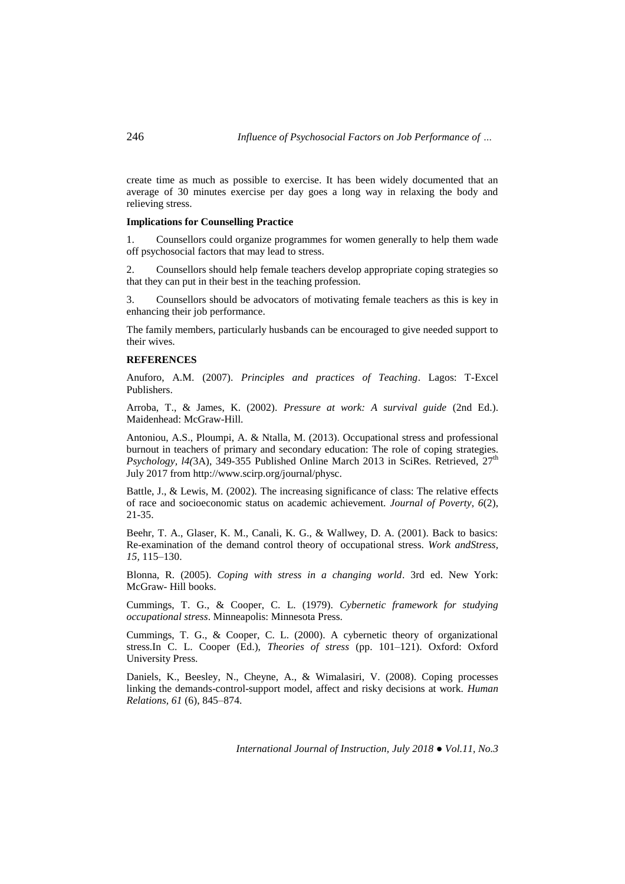create time as much as possible to exercise. It has been widely documented that an average of 30 minutes exercise per day goes a long way in relaxing the body and relieving stress.

**Implications for Counselling Practice**

1. Counsellors could organize programmes for women generally to help them wade off psychosocial factors that may lead to stress.

2. Counsellors should help female teachers develop appropriate coping strategies so that they can put in their best in the teaching profession.

3. Counsellors should be advocators of motivating female teachers as this is key in enhancing their job performance.

The family members, particularly husbands can be encouraged to give needed support to their wives.

**REFERENCES**

Anuforo, A.M. (2007). *Principles and practices of Teaching*. Lagos: T-Excel Publishers.

Arroba, T., & James, K. (2002). *Pressure at work: A survival guide* (2nd Ed.). Maidenhead: McGraw-Hill.

Antoniou, A.S., Ploumpi, A. & Ntalla, M. (2013). Occupational stress and professional burnout in teachers of primary and secondary education: The role of coping strategies. *Psychology, l4(*3A), 349-355 Published Online March 2013 in SciRes. Retrieved, 27th July 2017 from http://www.scirp.org/journal/physc.

Battle, J., & Lewis, M. (2002). The increasing significance of class: The relative effects of race and socioeconomic status on academic achievement. *Journal of Poverty*, *6*(2), 21-35.

Beehr, T. A., Glaser, K. M., Canali, K. G., & Wallwey, D. A. (2001). Back to basics: Re-examination of the demand control theory of occupational stress. *Work andStress, 15*, 115–130.

Blonna, R. (2005). *Coping with stress in a changing world*. 3rd ed. New York: McGraw- Hill books.

Cummings, T. G., & Cooper, C. L. (1979). *Cybernetic framework for studying occupational stress*. Minneapolis: Minnesota Press.

Cummings, T. G., & Cooper, C. L. (2000). A cybernetic theory of organizational stress.In C. L. Cooper (Ed.), *Theories of stress* (pp. 101–121). Oxford: Oxford University Press.

Daniels, K., Beesley, N., Cheyne, A., & Wimalasiri, V. (2008). Coping processes linking the demands-control-support model, affect and risky decisions at work. *Human Relations, 61* (6), 845–874.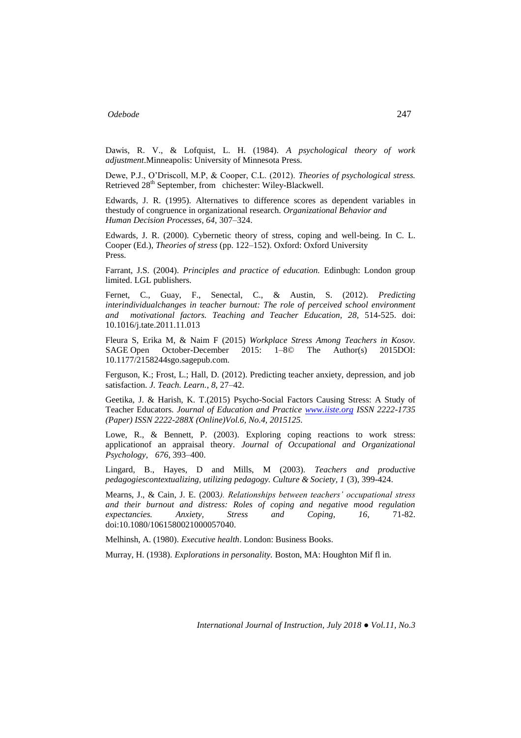Dawis, R. V., & Lofquist, L. H. (1984). *A psychological theory of work adjustment*.Minneapolis: University of Minnesota Press.

Dewe, P.J., O'Driscoll, M.P, & Cooper, C.L. (2012). *Theories of psychological stress.* Retrieved 28th September, from chichester: Wiley-Blackwell.

Edwards, J. R. (1995). Alternatives to difference scores as dependent variables in thestudy of congruence in organizational research. *Organizational Behavior and Human Decision Processes, 64,* 307–324.

Edwards, J. R. (2000). Cybernetic theory of stress, coping and well-being. In C. L. Cooper (Ed.), *Theories of stress* (pp. 122–152). Oxford: Oxford University Press.

Farrant, J.S. (2004). *Principles and practice of education.* Edinbugh: London group limited. LGL publishers.

Fernet, C., Guay, F., Senectal, C., & Austin, S. (2012). *Predicting interindividualchanges in teacher burnout: The role of perceived school environment and motivational factors. Teaching and Teacher Education, 28,* 514-525. doi: 10.1016/j.tate.2011.11.013

Fleura S, Erika M, & Naim F (2015) *Workplace Stress Among Teachers in Kosov.* SAGE Open October-December 2015: 1–8© The Author(s) 2015DOI: 10.1177/2158244sgo.sagepub.com.

Ferguson, K.; Frost, L.; Hall, D. (2012). Predicting teacher anxiety, depression, and job satisfaction. *J. Teach. Learn., 8*, 27–42.

Geetika, J. & Harish, K. T.(2015) Psycho-Social Factors Causing Stress: A Study of Teacher Educators. *Journal of Education and Practice www.iiste.org ISSN 2222-1735 (Paper) ISSN 2222-288X (Online)Vol.6, No.4, 2015125.*

Lowe, R., & Bennett, P. (2003). Exploring coping reactions to work stress: applicationof an appraisal theory. *Journal of Occupational and Organizational Psychology, 676*, 393–400.

Lingard, B., Hayes, D and Mills, M (2003). *Teachers and productive pedagogiescontextualizing, utilizing pedagogy. Culture & Society, 1* (3), 399-424.

Mearns, J., & Cain, J. E. (2003*). Relationships between teachers' occupational stress and their burnout and distress: Roles of coping and negative mood regulation expectancies. Anxiety, Stress and Coping, 16,* 71-82. doi:10.1080/1061580021000057040.

Melhinsh, A. (1980). *Executive health*. London: Business Books.

Murray, H. (1938). *Explorations in personality.* Boston, MA: Houghton Mif fl in.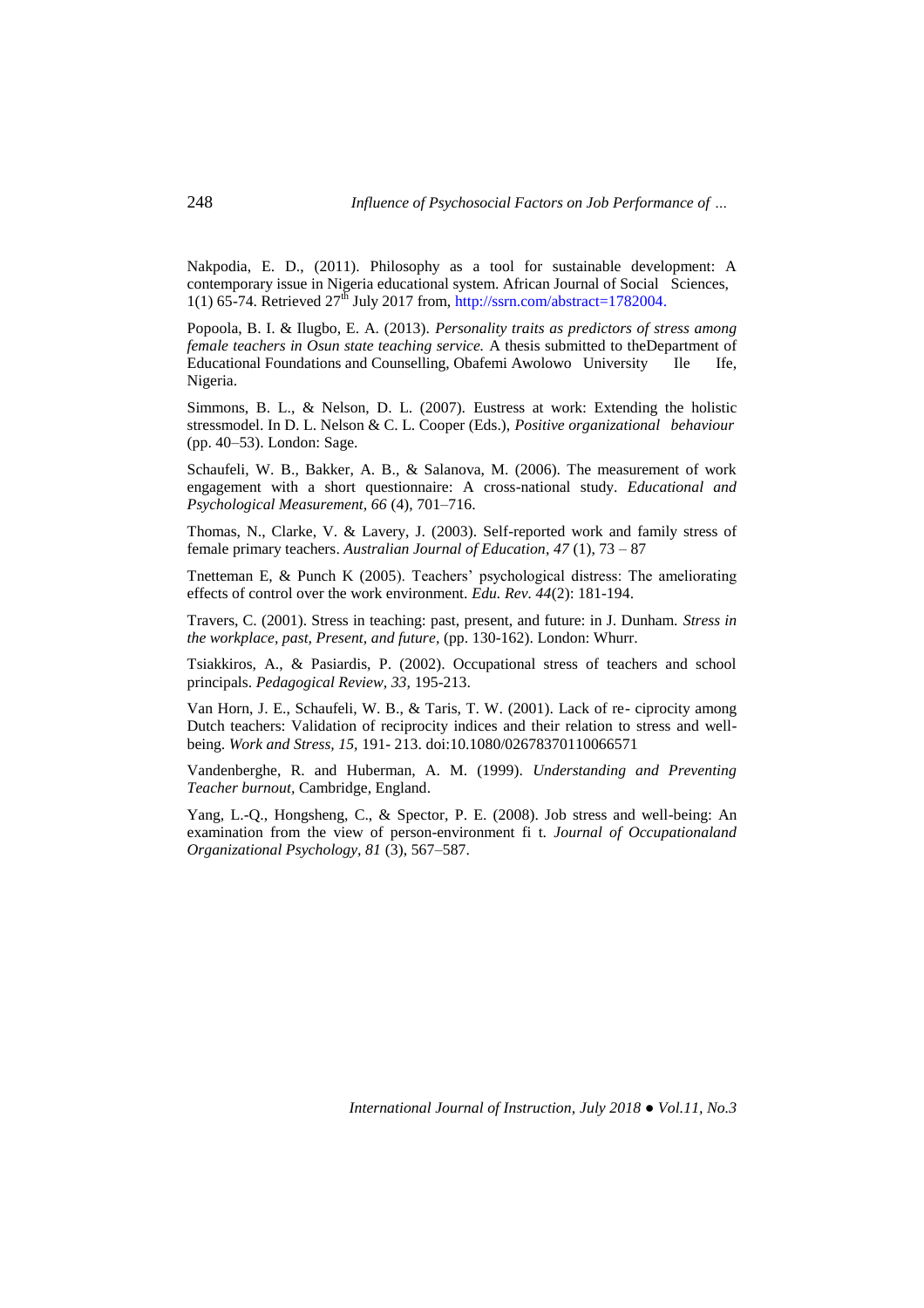Nakpodia, E. D., (2011). Philosophy as a tool for sustainable development: A contemporary issue in Nigeria educational system. African Journal of Social Sciences, 1(1) 65-74. Retrieved 27th July 2017 from, http://ssrn.com/abstract=1782004.

Popoola, B. I. & Ilugbo, E. A. (2013). *Personality traits as predictors of stress among female teachers in Osun state teaching service.* A thesis submitted to theDepartment of Educational Foundations and Counselling, Obafemi Awolowo University Ile Ife, Nigeria.

Simmons, B. L., & Nelson, D. L. (2007). Eustress at work: Extending the holistic stressmodel. In D. L. Nelson & C. L. Cooper (Eds.), *Positive organizational behaviour* (pp. 40–53). London: Sage.

Schaufeli, W. B., Bakker, A. B., & Salanova, M. (2006). The measurement of work engagement with a short questionnaire: A cross-national study. *Educational and Psychological Measurement*, *66* (4), 701–716.

Thomas, N., Clarke, V. & Lavery, J. (2003). Self-reported work and family stress of female primary teachers. *Australian Journal of Education*, *47* (1), 73 – 87

Tnetteman E, & Punch K (2005). Teachers' psychological distress: The ameliorating effects of control over the work environment. *Edu. Rev. 44*(2): 181-194.

Travers, C. (2001). Stress in teaching: past, present, and future: in J. Dunham. *Stress in the workplace, past, Present, and future,* (pp. 130-162). London: Whurr.

Tsiakkiros, A., & Pasiardis, P. (2002). Occupational stress of teachers and school principals. *Pedagogical Review, 33,* 195-213.

Van Horn, J. E., Schaufeli, W. B., & Taris, T. W. (2001). Lack of re- ciprocity among Dutch teachers: Validation of reciprocity indices and their relation to stress and well-being. *Work and Stress, 15,* 191- 213. doi:10.1080/02678370110066571

Vandenberghe, R. and Huberman, A. M. (1999). *Understanding and Preventing Teacher burnout,* Cambridge, England.

Yang, L.-Q., Hongsheng, C., & Spector, P. E. (2008). Job stress and well-being: An examination from the view of person-environment fi t. *Journal of Occupationaland Organizational Psychology, 81* (3), 567–587.